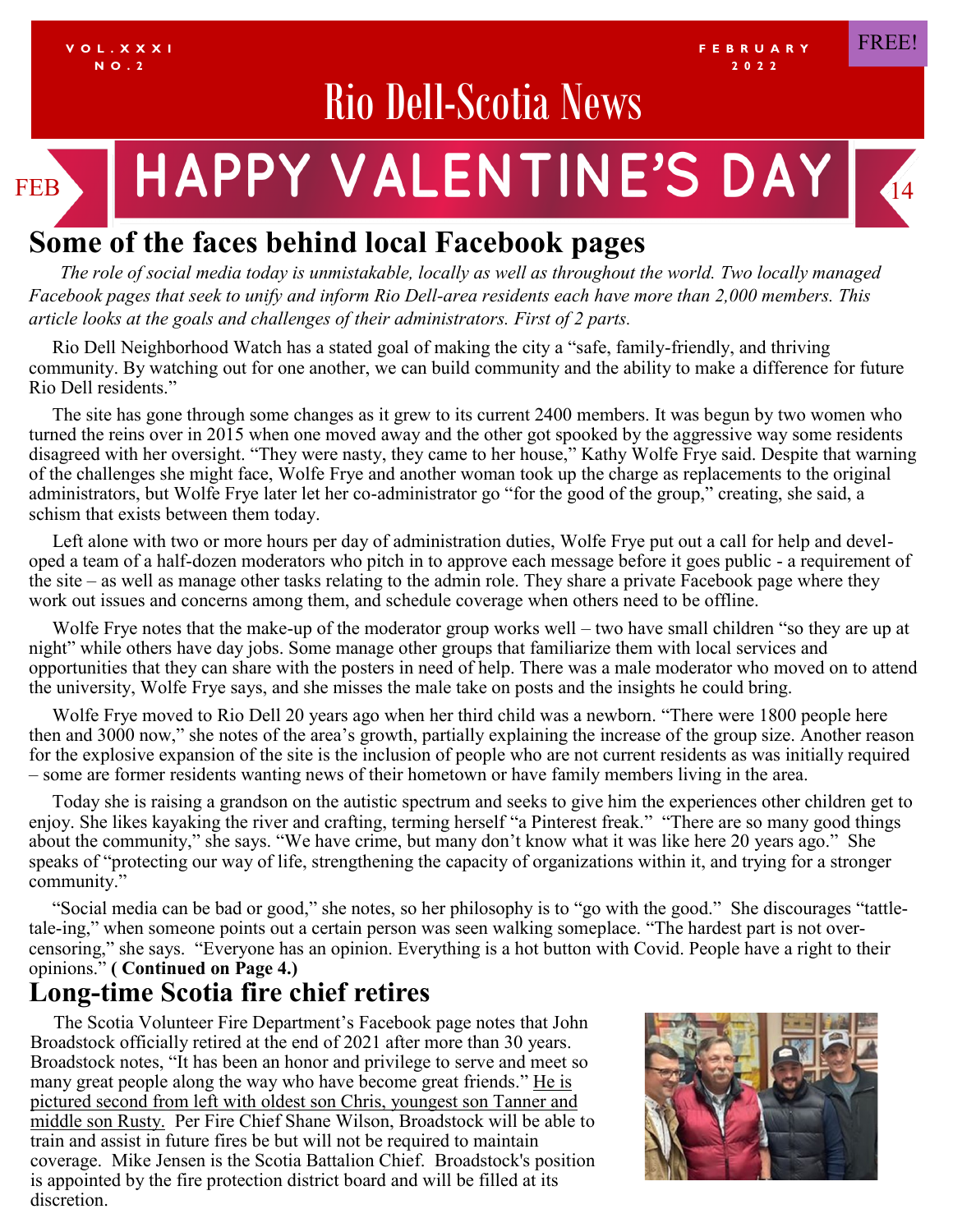VOL. XXXI NO. 2

FEBRUARY 2022

FREE!

# Rio Dell-Scotia News

FEB **HAPPY VALENTINE'S DAY** 14

## Some of the faces behind local Facebook pages

*The role of social media today is unmistakable, locally as well as throughout the world. Two locally managed Facebook pages that seek to unify and inform Rio Dell-area residents each have more than 2,000 members. This article looks at the goals and challenges of their administrators. First of 2 parts.*

Rio Dell Neighborhood Watch has a stated goal of making the city a "safe, family-friendly, and thriving community. By watching out for one another, we can build community and the ability to make a difference for future Rio Dell residents."

The site has gone through some changes as it grew to its current 2400 members. It was begun by two women who turned the reins over in 2015 when one moved away and the other got spooked by the aggressive way some residents disagreed with her oversight. "They were nasty, they came to her house," Kathy Wolfe Frye said. Despite that warning of the challenges she might face, Wolfe Frye and another woman took up the charge as replacements to the original administrators, but Wolfe Frye later let her co-administrator go "for the good of the group," creating, she said, a schism that exists between them today.

Left alone with two or more hours per day of administration duties, Wolfe Frye put out a call for help and developed a team of a half-dozen moderators who pitch in to approve each message before it goes public - a requirement of the site – as well as manage other tasks relating to the admin role. They share a private Facebook page where they work out issues and concerns among them, and schedule coverage when others need to be offline.

Wolfe Frye notes that the make-up of the moderator group works well – two have small children "so they are up at night" while others have day jobs. Some manage other groups that familiarize them with local services and opportunities that they can share with the posters in need of help. There was a male moderator who moved on to attend the university, Wolfe Frye says, and she misses the male take on posts and the insights he could bring.

Wolfe Frye moved to Rio Dell 20 years ago when her third child was a newborn. "There were 1800 people here then and 3000 now," she notes of the area's growth, partially explaining the increase of the group size. Another reason for the explosive expansion of the site is the inclusion of people who are not current residents as was initially required – some are former residents wanting news of their hometown or have family members living in the area.

Today she is raising a grandson on the autistic spectrum and seeks to give him the experiences other children get to enjoy. She likes kayaking the river and crafting, terming herself "a Pinterest freak." "There are so many good things about the community," she says. "We have crime, but many don't know what it was like here 20 years ago." She speaks of "protecting our way of life, strengthening the capacity of organizations within it, and trying for a stronger community."

"Social media can be bad or good," she notes, so her philosophy is to "go with the good." She discourages "tattle-tale-ing," when someone points out a certain person was seen walking someplace. "The hardest part is not over-censoring," she says. "Everyone has an opinion. Everything is a hot button with Covid. People have a right to their opinions." **( Continued on Page 4.)**

## Long-time Scotia fire chief retires

The Scotia Volunteer Fire Department's Facebook page notes that John Broadstock officially retired at the end of 2021 after more than 30 years. Broadstock notes, "It has been an honor and privilege to serve and meet so many great people along the way who have become great friends." He is pictured second from left with oldest son Chris, youngest son Tanner and middle son Rusty. Per Fire Chief Shane Wilson, Broadstock will be able to train and assist in future fires be but will not be required to maintain coverage. Mike Jensen is the Scotia Battalion Chief. Broadstock's position is appointed by the fire protection district board and will be filled at its discretion.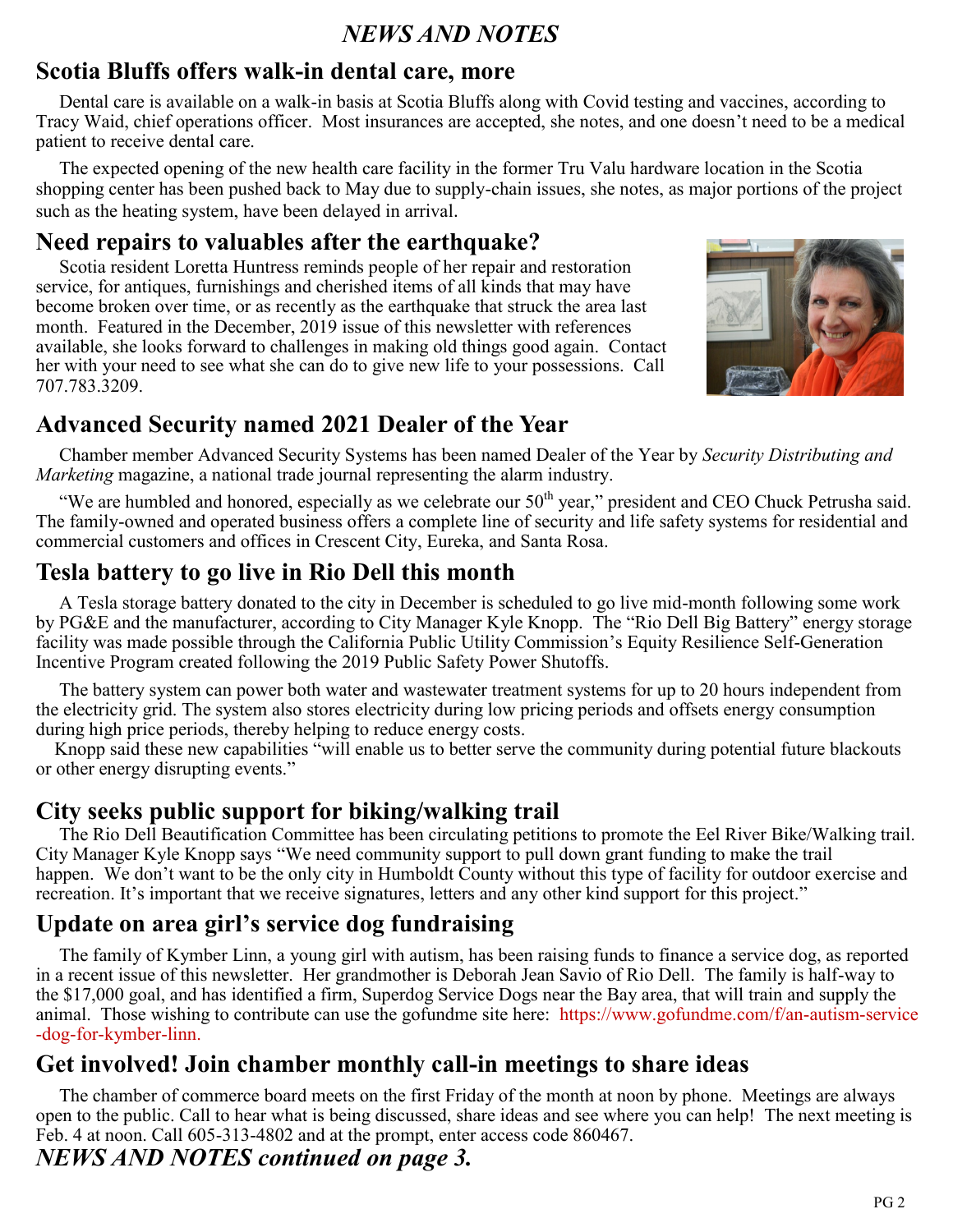# *NEWS AND NOTES*

## Scotia Bluffs offers walk-in dental care, more

Dental care is available on a walk-in basis at Scotia Bluffs along with Covid testing and vaccines, according to Tracy Waid, chief operations officer. Most insurances are accepted, she notes, and one doesn't need to be a medical patient to receive dental care.

The expected opening of the new health care facility in the former Tru Valu hardware location in the Scotia shopping center has been pushed back to May due to supply-chain issues, she notes, as major portions of the project such as the heating system, have been delayed in arrival.

## Need repairs to valuables after the earthquake?

Scotia resident Loretta Huntress reminds people of her repair and restoration service, for antiques, furnishings and cherished items of all kinds that may have become broken over time, or as recently as the earthquake that struck the area last month. Featured in the December, 2019 issue of this newsletter with references available, she looks forward to challenges in making old things good again. Contact her with your need to see what she can do to give new life to your possessions. Call 707.783.3209.

## Advanced Security named 2021 Dealer of the Year

Chamber member Advanced Security Systems has been named Dealer of the Year by *Security Distributing and Marketing* magazine, a national trade journal representing the alarm industry.

"We are humbled and honored, especially as we celebrate our 50th year," president and CEO Chuck Petrusha said. The family-owned and operated business offers a complete line of security and life safety systems for residential and commercial customers and offices in Crescent City, Eureka, and Santa Rosa.

## Tesla battery to go live in Rio Dell this month

A Tesla storage battery donated to the city in December is scheduled to go live mid-month following some work by PG&E and the manufacturer, according to City Manager Kyle Knopp. The "Rio Dell Big Battery" energy storage facility was made possible through the California Public Utility Commission's Equity Resilience Self-Generation Incentive Program created following the 2019 Public Safety Power Shutoffs.

The battery system can power both water and wastewater treatment systems for up to 20 hours independent from the electricity grid. The system also stores electricity during low pricing periods and offsets energy consumption during high price periods, thereby helping to reduce energy costs.

Knopp said these new capabilities "will enable us to better serve the community during potential future blackouts or other energy disrupting events."

## City seeks public support for biking/walking trail

The Rio Dell Beautification Committee has been circulating petitions to promote the Eel River Bike/Walking trail. City Manager Kyle Knopp says "We need community support to pull down grant funding to make the trail happen. We don't want to be the only city in Humboldt County without this type of facility for outdoor exercise and recreation. It's important that we receive signatures, letters and any other kind support for this project."

## Update on area girl's service dog fundraising

The family of Kymber Linn, a young girl with autism, has been raising funds to finance a service dog, as reported in a recent issue of this newsletter. Her grandmother is Deborah Jean Savio of Rio Dell. The family is half-way to the $17,000 goal, and has identified a firm, Superdog Service Dogs near the Bay area, that will train and supply the animal. Those wishing to contribute can use the gofundme site here: https://www.gofundme.com/f/an-autism-service-dog-for-kymber-linn.

## Get involved! Join chamber monthly call-in meetings to share ideas

The chamber of commerce board meets on the first Friday of the month at noon by phone. Meetings are always open to the public. Call to hear what is being discussed, share ideas and see where you can help! The next meeting is Feb. 4 at noon. Call 605-313-4802 and at the prompt, enter access code 860467.

***NEWS AND NOTES continued on page 3.***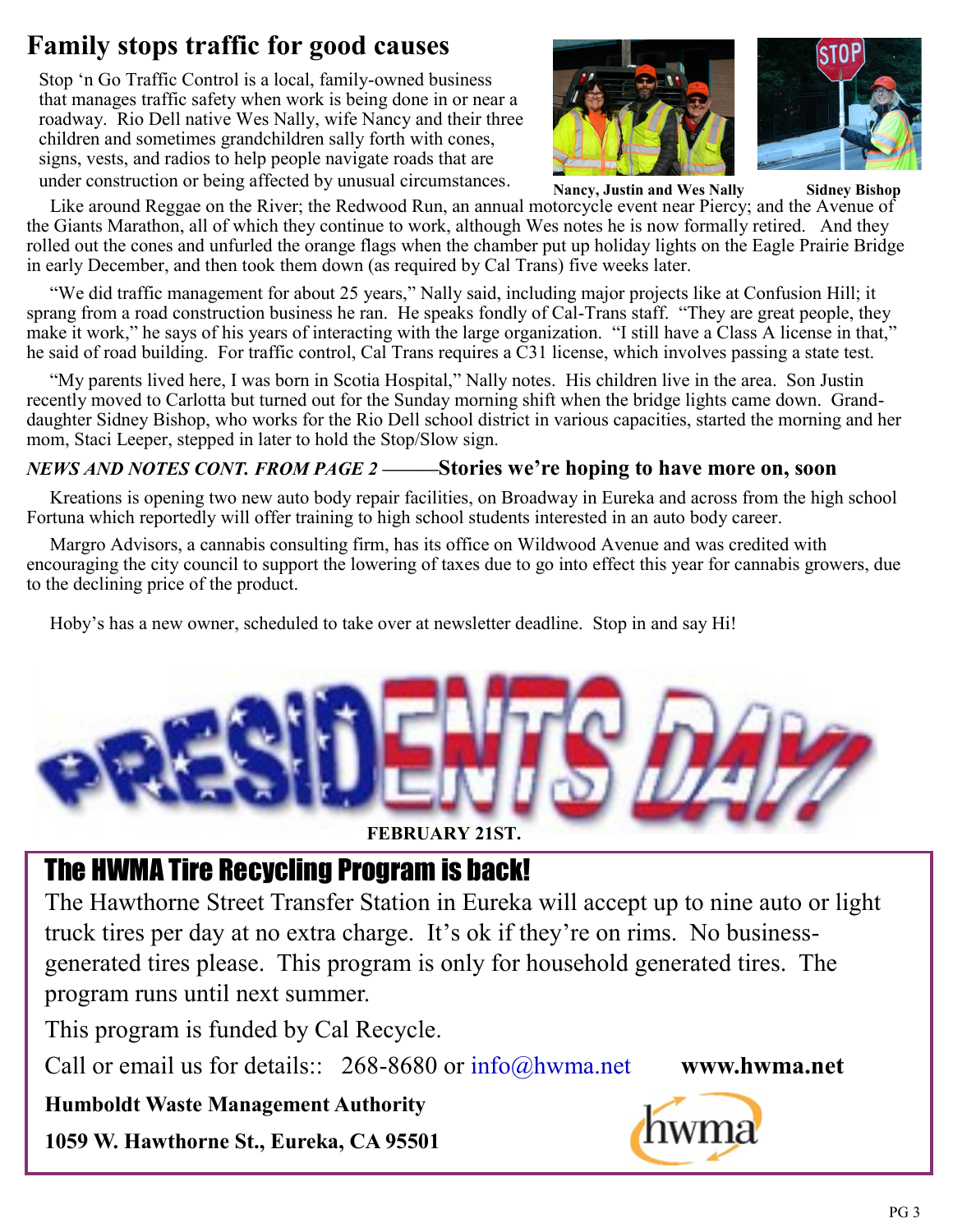# Family stops traffic for good causes

Stop 'n Go Traffic Control is a local, family-owned business that manages traffic safety when work is being done in or near a roadway. Rio Dell native Wes Nally, wife Nancy and their three children and sometimes grandchildren sally forth with cones, signs, vests, and radios to help people navigate roads that are under construction or being affected by unusual circumstances.

**Nancy, Justin and Wes Nally**

**Sidney Bishop**

Like around Reggae on the River; the Redwood Run, an annual motorcycle event near Piercy; and the Avenue of the Giants Marathon, all of which they continue to work, although Wes notes he is now formally retired. And they rolled out the cones and unfurled the orange flags when the chamber put up holiday lights on the Eagle Prairie Bridge in early December, and then took them down (as required by Cal Trans) five weeks later.

"We did traffic management for about 25 years," Nally said, including major projects like at Confusion Hill; it sprang from a road construction business he ran. He speaks fondly of Cal-Trans staff. "They are great people, they make it work," he says of his years of interacting with the large organization. "I still have a Class A license in that," he said of road building. For traffic control, Cal Trans requires a C31 license, which involves passing a state test.

"My parents lived here, I was born in Scotia Hospital," Nally notes. His children live in the area. Son Justin recently moved to Carlotta but turned out for the Sunday morning shift when the bridge lights came down. Granddaughter Sidney Bishop, who works for the Rio Dell school district in various capacities, started the morning and her mom, Staci Leeper, stepped in later to hold the Stop/Slow sign.

*NEWS AND NOTES CONT. FROM PAGE 2* ———**Stories we're hoping to have more on, soon**

Kreations is opening two new auto body repair facilities, on Broadway in Eureka and across from the high school Fortuna which reportedly will offer training to high school students interested in an auto body career.

Margro Advisors, a cannabis consulting firm, has its office on Wildwood Avenue and was credited with encouraging the city council to support the lowering of taxes due to go into effect this year for cannabis growers, due to the declining price of the product.

Hoby's has a new owner, scheduled to take over at newsletter deadline. Stop in and say Hi!

PRESIDENTS DAY

**FEBRUARY 21ST.**

## The HWMA Tire Recycling Program is back!

The Hawthorne Street Transfer Station in Eureka will accept up to nine auto or light truck tires per day at no extra charge. It's ok if they're on rims. No business-generated tires please. This program is only for household generated tires. The program runs until next summer.

This program is funded by Cal Recycle.

Call or email us for details:: 268-8680 or info@hwma.net **www.hwma.net**

**Humboldt Waste Management Authority**

**1059 W. Hawthorne St., Eureka, CA 95501**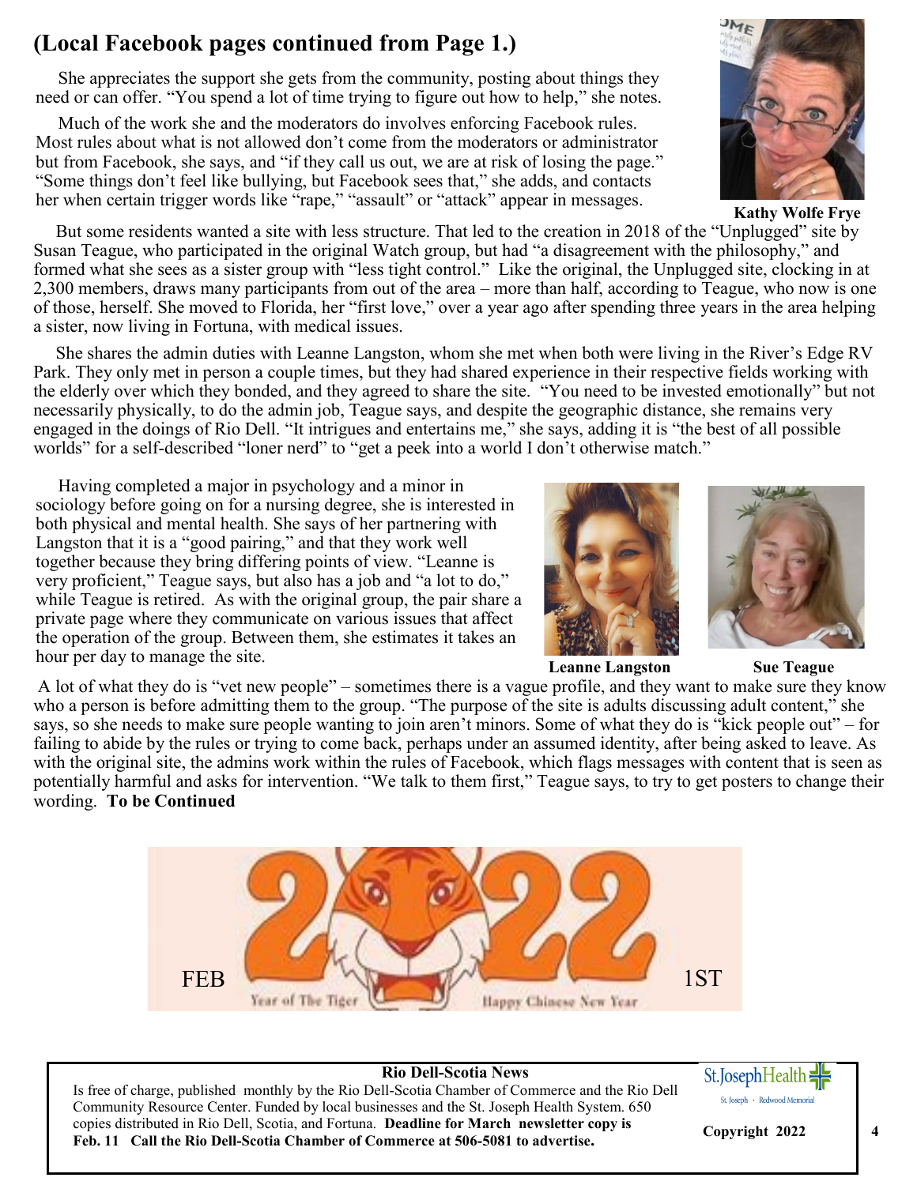## (Local Facebook pages continued from Page 1.)

She appreciates the support she gets from the community, posting about things they need or can offer. "You spend a lot of time trying to figure out how to help," she notes.

Much of the work she and the moderators do involves enforcing Facebook rules. Most rules about what is not allowed don't come from the moderators or administrator but from Facebook, she says, and "if they call us out, we are at risk of losing the page." "Some things don't feel like bullying, but Facebook sees that," she adds, and contacts her when certain trigger words like "rape," "assault" or "attack" appear in messages.

**Kathy Wolfe Frye**

But some residents wanted a site with less structure. That led to the creation in 2018 of the "Unplugged" site by Susan Teague, who participated in the original Watch group, but had "a disagreement with the philosophy," and formed what she sees as a sister group with "less tight control." Like the original, the Unplugged site, clocking in at 2,300 members, draws many participants from out of the area – more than half, according to Teague, who now is one of those, herself. She moved to Florida, her "first love," over a year ago after spending three years in the area helping a sister, now living in Fortuna, with medical issues.

She shares the admin duties with Leanne Langston, whom she met when both were living in the River's Edge RV Park. They only met in person a couple times, but they had shared experience in their respective fields working with the elderly over which they bonded, and they agreed to share the site. "You need to be invested emotionally" but not necessarily physically, to do the admin job, Teague says, and despite the geographic distance, she remains very engaged in the doings of Rio Dell. "It intrigues and entertains me," she says, adding it is "the best of all possible worlds" for a self-described "loner nerd" to "get a peek into a world I don't otherwise match."

Having completed a major in psychology and a minor in sociology before going on for a nursing degree, she is interested in both physical and mental health. She says of her partnering with Langston that it is a "good pairing," and that they work well together because they bring differing points of view. "Leanne is very proficient," Teague says, but also has a job and "a lot to do," while Teague is retired. As with the original group, the pair share a private page where they communicate on various issues that affect the operation of the group. Between them, she estimates it takes an hour per day to manage the site.

**Leanne Langston** **Sue Teague**

A lot of what they do is "vet new people" – sometimes there is a vague profile, and they want to make sure they know who a person is before admitting them to the group. "The purpose of the site is adults discussing adult content," she says, so she needs to make sure people wanting to join aren't minors. Some of what they do is "kick people out" – for failing to abide by the rules or trying to come back, perhaps under an assumed identity, after being asked to leave. As with the original site, the admins work within the rules of Facebook, which flags messages with content that is seen as potentially harmful and asks for intervention. "We talk to them first," Teague says, to try to get posters to change their wording. **To be Continued**

FEB 2022 1ST

Year of The Tiger Happy Chinese New Year

**Rio Dell-Scotia News**

Is free of charge, published monthly by the Rio Dell-Scotia Chamber of Commerce and the Rio Dell Community Resource Center. Funded by local businesses and the St. Joseph Health System. 650 copies distributed in Rio Dell, Scotia, and Fortuna. **Deadline for March newsletter copy is Feb. 11 Call the Rio Dell-Scotia Chamber of Commerce at 506-5081 to advertise.**

St.JosephHealth
St. Joseph · Redwood Memorial

**Copyright 2022**